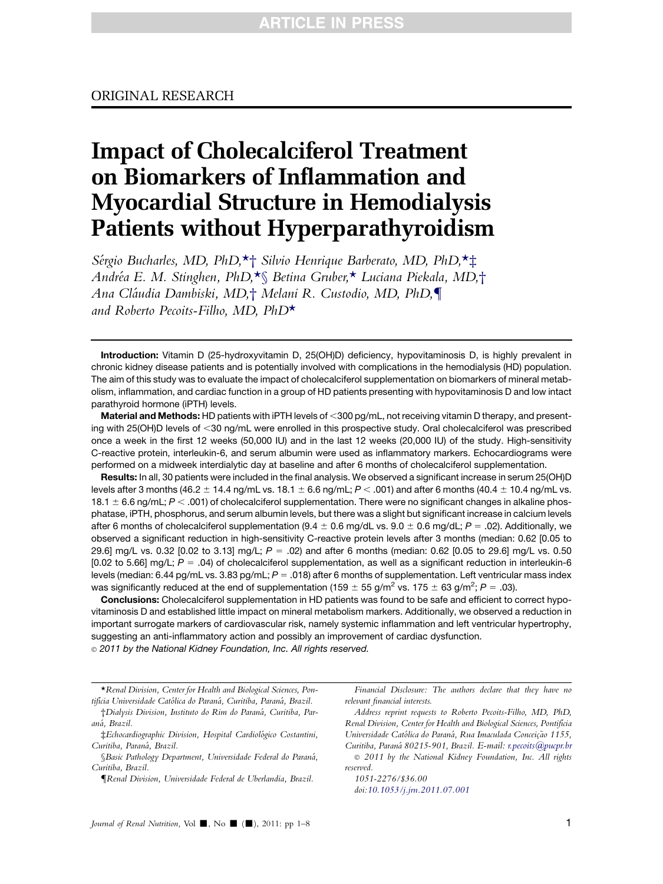ORIGINAL RESEARCH

# Impact of Cholecalciferol Treatment on Biomarkers of Inflammation and Myocardial Structure in Hemodialysis Patients without Hyperparathyroidism

*Sérgio Bucharles, MD, PhD,*†* Silvio Henrique Barberato, MD, PhD,*‡ Andréa E. M. Stinghen, PhD,*§ Betina Gruber,* Luciana Piekala, MD,† Ana Cláudia Dambiski, MD,† Melani R. Custodio, MD, PhD,¶ and Roberto Pecoits-Filho, MD, PhD**

**Introduction:** Vitamin D (25-hydroxyvitamin D, 25(OH)D) deficiency, hypovitaminosis D, is highly prevalent in chronic kidney disease patients and is potentially involved with complications in the hemodialysis (HD) population. The aim of this study was to evaluate the impact of cholecalciferol supplementation on biomarkers of mineral metabolism, inflammation, and cardiac function in a group of HD patients presenting with hypovitaminosis D and low intact parathyroid hormone (iPTH) levels.

**Material and Methods:** HD patients with iPTH levels of <300 pg/mL, not receiving vitamin D therapy, and presenting with 25(OH)D levels of <30 ng/mL were enrolled in this prospective study. Oral cholecalciferol was prescribed once a week in the first 12 weeks (50,000 IU) and in the last 12 weeks (20,000 IU) of the study. High-sensitivity C-reactive protein, interleukin-6, and serum albumin were used as inflammatory markers. Echocardiograms were performed on a midweek interdialytic day at baseline and after 6 months of cholecalciferol supplementation.

**Results:** In all, 30 patients were included in the final analysis. We observed a significant increase in serum 25(OH)D levels after 3 months (46.2 ± 14.4 ng/mL vs. 18.1 ± 6.6 ng/mL; $P < .001$) and after 6 months (40.4 ± 10.4 ng/mL vs. 18.1 ± 6.6 ng/mL; $P < .001$) of cholecalciferol supplementation. There were no significant changes in alkaline phosphatase, iPTH, phosphorus, and serum albumin levels, but there was a slight but significant increase in calcium levels after 6 months of cholecalciferol supplementation (9.4 ± 0.6 mg/dL vs. 9.0 ± 0.6 mg/dL; $P = .02$). Additionally, we observed a significant reduction in high-sensitivity C-reactive protein levels after 3 months (median: 0.62 [0.05 to 29.6] mg/L vs. 0.32 [0.02 to 3.13] mg/L; $P = .02$) and after 6 months (median: 0.62 [0.05 to 29.6] mg/L vs. 0.50 [0.02 to 5.66] mg/L; $P = .04$) of cholecalciferol supplementation, as well as a significant reduction in interleukin-6 levels (median: 6.44 pg/mL vs. 3.83 pg/mL; $P = .018$) after 6 months of supplementation. Left ventricular mass index was significantly reduced at the end of supplementation (159 ± 55 g/m$^2$ vs. 175 ± 63 g/m$^2$; $P = .03$).

**Conclusions:** Cholecalciferol supplementation in HD patients was found to be safe and efficient to correct hypovitaminosis D and established little impact on mineral metabolism markers. Additionally, we observed a reduction in important surrogate markers of cardiovascular risk, namely systemic inflammation and left ventricular hypertrophy, suggesting an anti-inflammatory action and possibly an improvement of cardiac dysfunction.

*© 2011 by the National Kidney Foundation, Inc. All rights reserved.*

*Renal Division, Center for Health and Biological Sciences, Pontifícia Universidade Católica do Paraná, Curitiba, Paraná, Brazil.

†Dialysis Division, Instituto do Rim do Paraná, Curitiba, Paraná, Brazil.

‡Echocardiographic Division, Hospital Cardiológico Costantini, Curitiba, Paraná, Brazil.

§Basic Pathology Department, Universidade Federal do Paraná, Curitiba, Brazil.

¶Renal Division, Universidade Federal de Uberlandia, Brazil.

*Financial Disclosure: The authors declare that they have no relevant financial interests.*

*Address reprint requests to Roberto Pecoits-Filho, MD, PhD, Renal Division, Center for Health and Biological Sciences, Pontifícia Universidade Católica do Paraná, Rua Imaculada Conceição 1155, Curitiba, Paraná 80215-901, Brazil. E-mail: r.pecoits@pucpr.br*

*© 2011 by the National Kidney Foundation, Inc. All rights reserved.*

*1051-2276/$36.00*

*doi:10.1053/j.jrn.2011.07.001*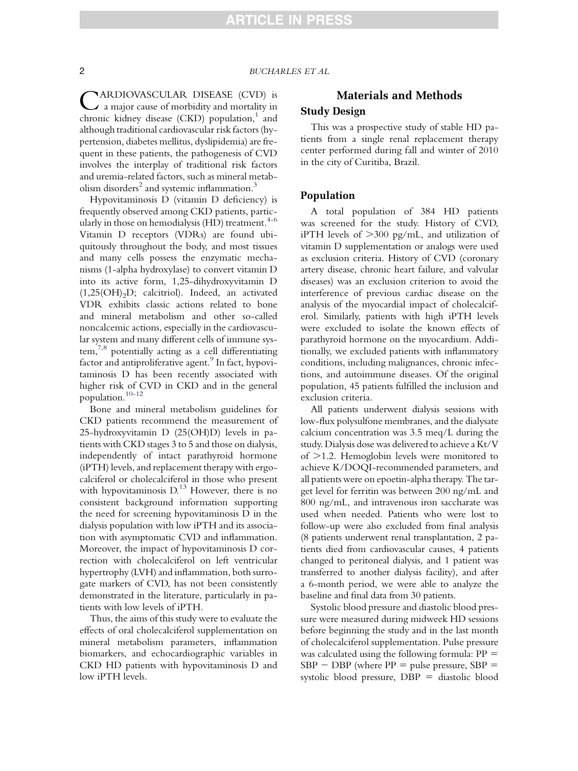CARDIOVASCULAR DISEASE (CVD) is a major cause of morbidity and mortality in chronic kidney disease (CKD) population,[1] and although traditional cardiovascular risk factors (hypertension, diabetes mellitus, dyslipidemia) are frequent in these patients, the pathogenesis of CVD involves the interplay of traditional risk factors and uremia-related factors, such as mineral metabolism disorders[2] and systemic inflammation.[3]

Hypovitaminosis D (vitamin D deficiency) is frequently observed among CKD patients, particularly in those on hemodialysis (HD) treatment.[4-6] Vitamin D receptors (VDRs) are found ubiquitously throughout the body, and most tissues and many cells possess the enzymatic mechanisms (1-alpha hydroxylase) to convert vitamin D into its active form, 1,25-dihydroxyvitamin D ($1,25(OH)_2D$; calcitriol). Indeed, an activated VDR exhibits classic actions related to bone and mineral metabolism and other so-called noncalcemic actions, especially in the cardiovascular system and many different cells of immune system,[7,8] potentially acting as a cell differentiating factor and antiproliferative agent.[9] In fact, hypovitaminosis D has been recently associated with higher risk of CVD in CKD and in the general population.[10-12]

Bone and mineral metabolism guidelines for CKD patients recommend the measurement of 25-hydroxyvitamin D (25(OH)D) levels in patients with CKD stages 3 to 5 and those on dialysis, independently of intact parathyroid hormone (iPTH) levels, and replacement therapy with ergocalciferol or cholecalciferol in those who present with hypovitaminosis D.[13] However, there is no consistent background information supporting the need for screening hypovitaminosis D in the dialysis population with low iPTH and its association with asymptomatic CVD and inflammation. Moreover, the impact of hypovitaminosis D correction with cholecalciferol on left ventricular hypertrophy (LVH) and inflammation, both surrogate markers of CVD, has not been consistently demonstrated in the literature, particularly in patients with low levels of iPTH.

Thus, the aims of this study were to evaluate the effects of oral cholecalciferol supplementation on mineral metabolism parameters, inflammation biomarkers, and echocardiographic variables in CKD HD patients with hypovitaminosis D and low iPTH levels.

## Materials and Methods

### Study Design

This was a prospective study of stable HD patients from a single renal replacement therapy center performed during fall and winter of 2010 in the city of Curitiba, Brazil.

### Population

A total population of 384 HD patients was screened for the study. History of CVD, iPTH levels of >300 pg/mL, and utilization of vitamin D supplementation or analogs were used as exclusion criteria. History of CVD (coronary artery disease, chronic heart failure, and valvular diseases) was an exclusion criterion to avoid the interference of previous cardiac disease on the analysis of the myocardial impact of cholecalciferol. Similarly, patients with high iPTH levels were excluded to isolate the known effects of parathyroid hormone on the myocardium. Additionally, we excluded patients with inflammatory conditions, including malignances, chronic infections, and autoimmune diseases. Of the original population, 45 patients fulfilled the inclusion and exclusion criteria.

All patients underwent dialysis sessions with low-flux polysulfone membranes, and the dialysate calcium concentration was 3.5 meq/L during the study. Dialysis dose was delivered to achieve a Kt/V of >1.2. Hemoglobin levels were monitored to achieve K/DOQI-recommended parameters, and all patients were on epoetin-alpha therapy. The target level for ferritin was between 200 ng/mL and 800 ng/mL, and intravenous iron saccharate was used when needed. Patients who were lost to follow-up were also excluded from final analysis (8 patients underwent renal transplantation, 2 patients died from cardiovascular causes, 4 patients changed to peritoneal dialysis, and 1 patient was transferred to another dialysis facility), and after a 6-month period, we were able to analyze the baseline and final data from 30 patients.

Systolic blood pressure and diastolic blood pressure were measured during midweek HD sessions before beginning the study and in the last month of cholecalciferol supplementation. Pulse pressure was calculated using the following formula: PP = SBP − DBP (where PP = pulse pressure, SBP = systolic blood pressure, DBP = diastolic blood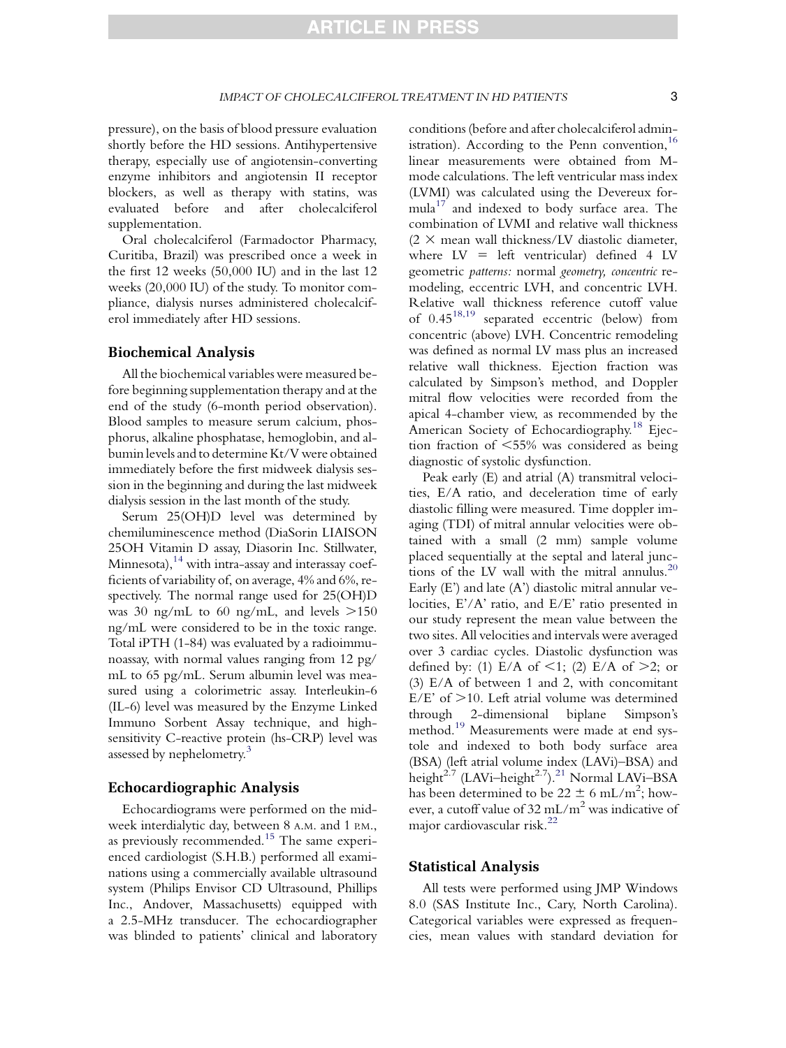pressure), on the basis of blood pressure evaluation shortly before the HD sessions. Antihypertensive therapy, especially use of angiotensin-converting enzyme inhibitors and angiotensin II receptor blockers, as well as therapy with statins, was evaluated before and after cholecalciferol supplementation.

Oral cholecalciferol (Farmadoctor Pharmacy, Curitiba, Brazil) was prescribed once a week in the first 12 weeks (50,000 IU) and in the last 12 weeks (20,000 IU) of the study. To monitor compliance, dialysis nurses administered cholecalciferol immediately after HD sessions.

## Biochemical Analysis

All the biochemical variables were measured before beginning supplementation therapy and at the end of the study (6-month period observation). Blood samples to measure serum calcium, phosphorus, alkaline phosphatase, hemoglobin, and albumin levels and to determine Kt/V were obtained immediately before the first midweek dialysis session in the beginning and during the last midweek dialysis session in the last month of the study.

Serum 25(OH)D level was determined by chemiluminescence method (DiaSorin LIAISON 25OH Vitamin D assay, Diasorin Inc. Stillwater, Minnesota),[14] with intra-assay and interassay coefficients of variability of, on average, 4% and 6%, respectively. The normal range used for 25(OH)D was 30 ng/mL to 60 ng/mL, and levels >150 ng/mL were considered to be in the toxic range. Total iPTH (1-84) was evaluated by a radioimmunoassay, with normal values ranging from 12 pg/mL to 65 pg/mL. Serum albumin level was measured using a colorimetric assay. Interleukin-6 (IL-6) level was measured by the Enzyme Linked Immuno Sorbent Assay technique, and high-sensitivity C-reactive protein (hs-CRP) level was assessed by nephelometry.[3]

## Echocardiographic Analysis

Echocardiograms were performed on the midweek interdialytic day, between 8 A.M. and 1 P.M., as previously recommended.[15] The same experienced cardiologist (S.H.B.) performed all examinations using a commercially available ultrasound system (Philips Envisor CD Ultrasound, Phillips Inc., Andover, Massachusetts) equipped with a 2.5-MHz transducer. The echocardiographer was blinded to patients' clinical and laboratory conditions (before and after cholecalciferol administration). According to the Penn convention,[16] linear measurements were obtained from M-mode calculations. The left ventricular mass index (LVMI) was calculated using the Devereux formula[17] and indexed to body surface area. The combination of LVMI and relative wall thickness ($2 \times$ mean wall thickness/LV diastolic diameter, where LV = left ventricular) defined 4 LV geometric *patterns:* normal *geometry, concentric* remodeling, eccentric LVH, and concentric LVH. Relative wall thickness reference cutoff value of 0.45[18,19] separated eccentric (below) from concentric (above) LVH. Concentric remodeling was defined as normal LV mass plus an increased relative wall thickness. Ejection fraction was calculated by Simpson's method, and Doppler mitral flow velocities were recorded from the apical 4-chamber view, as recommended by the American Society of Echocardiography.[18] Ejection fraction of <55% was considered as being diagnostic of systolic dysfunction.

Peak early (E) and atrial (A) transmitral velocities, E/A ratio, and deceleration time of early diastolic filling were measured. Time doppler imaging (TDI) of mitral annular velocities were obtained with a small (2 mm) sample volume placed sequentially at the septal and lateral junctions of the LV wall with the mitral annulus.[20] Early (E') and late (A') diastolic mitral annular velocities, E'/A' ratio, and E/E' ratio presented in our study represent the mean value between the two sites. All velocities and intervals were averaged over 3 cardiac cycles. Diastolic dysfunction was defined by: (1) E/A of <1; (2) E/A of >2; or (3) E/A of between 1 and 2, with concomitant E/E' of >10. Left atrial volume was determined through 2-dimensional biplane Simpson's method.[19] Measurements were made at end systole and indexed to both body surface area (BSA) (left atrial volume index (LAVi)–BSA) and height$^{2.7}$ (LAVi–height$^{2.7}$).[21] Normal LAVi–BSA has been determined to be $22 \pm 6$ mL/m$^2$; however, a cutoff value of 32 mL/m$^2$ was indicative of major cardiovascular risk.[22]

## Statistical Analysis

All tests were performed using JMP Windows 8.0 (SAS Institute Inc., Cary, North Carolina). Categorical variables were expressed as frequencies, mean values with standard deviation for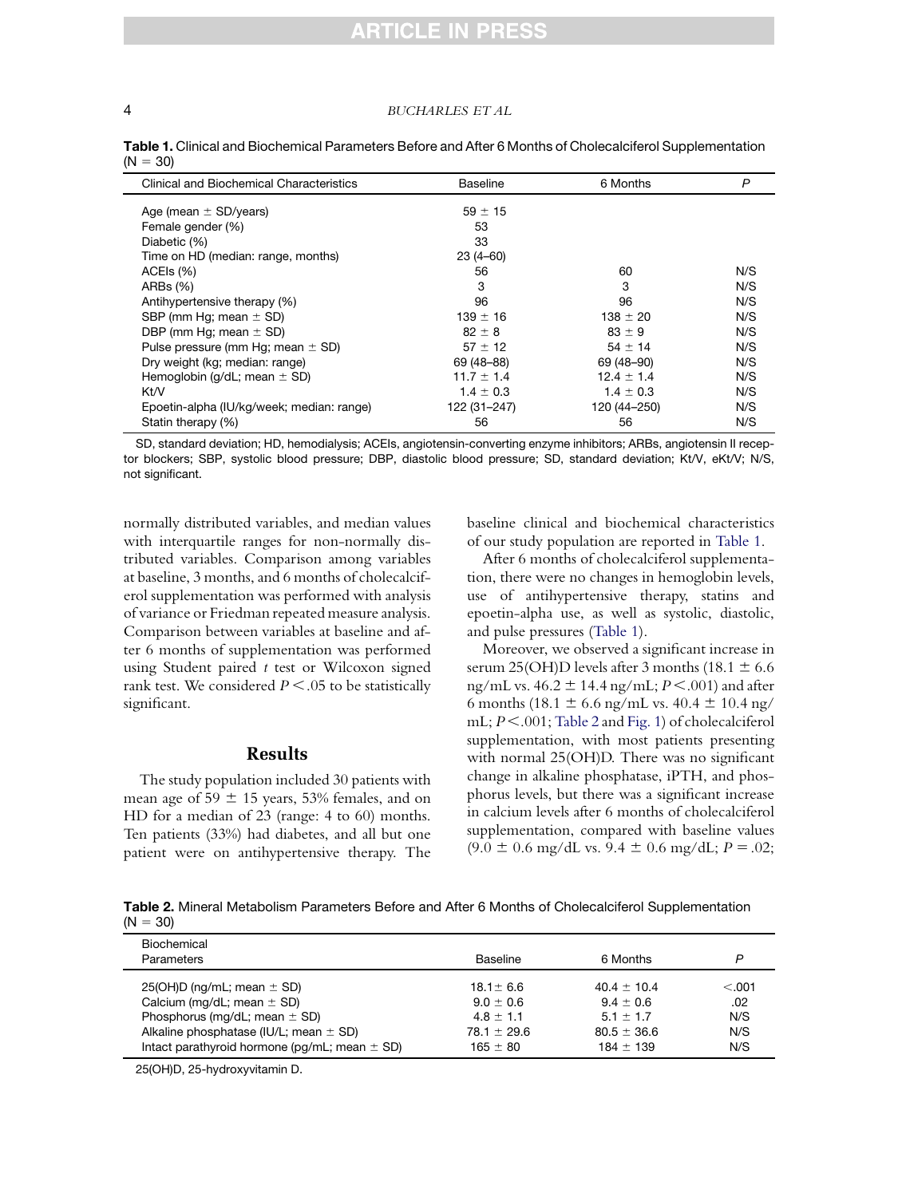**Table 1.** Clinical and Biochemical Parameters Before and After 6 Months of Cholecalciferol Supplementation (N = 30)

| Clinical and Biochemical Characteristics | Baseline | 6 Months | P |
|---|---|---|---|
| Age (mean ± SD/years) | 59 ± 15 | | |
| Female gender (%) | 53 | | |
| Diabetic (%) | 33 | | |
| Time on HD (median: range, months) | 23 (4–60) | | |
| ACEIs (%) | 56 | 60 | N/S |
| ARBs (%) | 3 | 3 | N/S |
| Antihypertensive therapy (%) | 96 | 96 | N/S |
| SBP (mm Hg; mean ± SD) | 139 ± 16 | 138 ± 20 | N/S |
| DBP (mm Hg; mean ± SD) | 82 ± 8 | 83 ± 9 | N/S |
| Pulse pressure (mm Hg; mean ± SD) | 57 ± 12 | 54 ± 14 | N/S |
| Dry weight (kg; median: range) | 69 (48–88) | 69 (48–90) | N/S |
| Hemoglobin (g/dL; mean ± SD) | 11.7 ± 1.4 | 12.4 ± 1.4 | N/S |
| Kt/V | 1.4 ± 0.3 | 1.4 ± 0.3 | N/S |
| Epoetin-alpha (IU/kg/week; median: range) | 122 (31–247) | 120 (44–250) | N/S |
| Statin therapy (%) | 56 | 56 | N/S |

SD, standard deviation; HD, hemodialysis; ACEIs, angiotensin-converting enzyme inhibitors; ARBs, angiotensin II receptor blockers; SBP, systolic blood pressure; DBP, diastolic blood pressure; SD, standard deviation; Kt/V, eKt/V; N/S, not significant.

normally distributed variables, and median values with interquartile ranges for non-normally distributed variables. Comparison among variables at baseline, 3 months, and 6 months of cholecalciferol supplementation was performed with analysis of variance or Friedman repeated measure analysis. Comparison between variables at baseline and after 6 months of supplementation was performed using Student paired *t* test or Wilcoxon signed rank test. We considered $P < .05$ to be statistically significant.

## Results

The study population included 30 patients with mean age of 59 ± 15 years, 53% females, and on HD for a median of 23 (range: 4 to 60) months. Ten patients (33%) had diabetes, and all but one patient were on antihypertensive therapy. The baseline clinical and biochemical characteristics of our study population are reported in Table 1.

After 6 months of cholecalciferol supplementation, there were no changes in hemoglobin levels, use of antihypertensive therapy, statins and epoetin-alpha use, as well as systolic, diastolic, and pulse pressures (Table 1).

Moreover, we observed a significant increase in serum 25(OH)D levels after 3 months (18.1 ± 6.6 ng/mL vs. 46.2 ± 14.4 ng/mL; $P < .001$) and after 6 months (18.1 ± 6.6 ng/mL vs. 40.4 ± 10.4 ng/mL; $P < .001$; Table 2 and Fig. 1) of cholecalciferol supplementation, with most patients presenting with normal 25(OH)D. There was no significant change in alkaline phosphatase, iPTH, and phosphorus levels, but there was a significant increase in calcium levels after 6 months of cholecalciferol supplementation, compared with baseline values (9.0 ± 0.6 mg/dL vs. 9.4 ± 0.6 mg/dL; $P = .02$;

**Table 2.** Mineral Metabolism Parameters Before and After 6 Months of Cholecalciferol Supplementation (N = 30)

| Biochemical Parameters | Baseline | 6 Months | P |
|---|---|---|---|
| 25(OH)D (ng/mL; mean ± SD) | 18.1 ± 6.6 | 40.4 ± 10.4 | <.001 |
| Calcium (mg/dL; mean ± SD) | 9.0 ± 0.6 | 9.4 ± 0.6 | .02 |
| Phosphorus (mg/dL; mean ± SD) | 4.8 ± 1.1 | 5.1 ± 1.7 | N/S |
| Alkaline phosphatase (IU/L; mean ± SD) | 78.1 ± 29.6 | 80.5 ± 36.6 | N/S |
| Intact parathyroid hormone (pg/mL; mean ± SD) | 165 ± 80 | 184 ± 139 | N/S |

25(OH)D, 25-hydroxyvitamin D.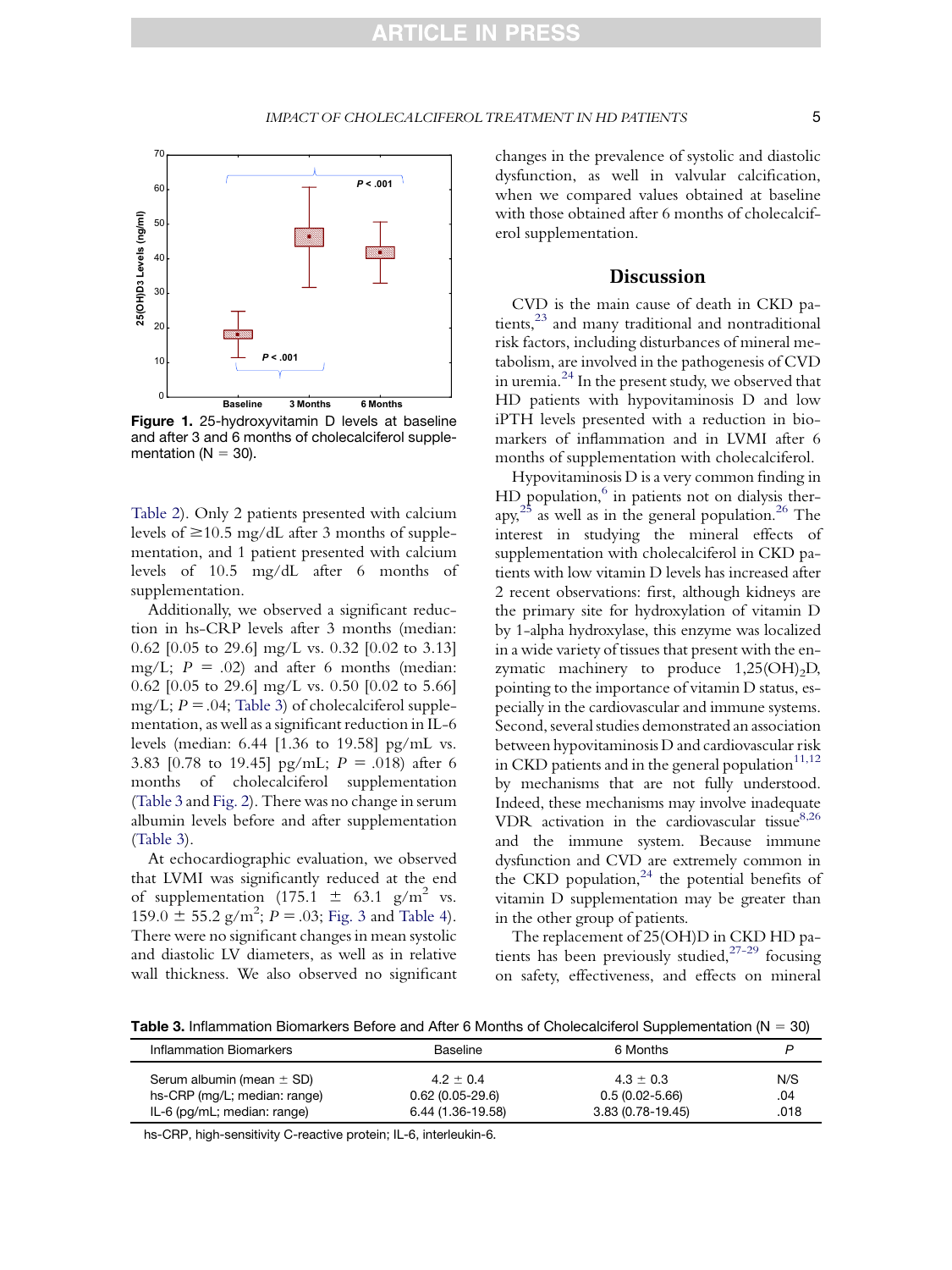Figure 1. 25-hydroxyvitamin D levels at baseline and after 3 and 6 months of cholecalciferol supplementation (N = 30).

Table 2). Only 2 patients presented with calcium levels of ≥10.5 mg/dL after 3 months of supplementation, and 1 patient presented with calcium levels of 10.5 mg/dL after 6 months of supplementation.

Additionally, we observed a significant reduction in hs-CRP levels after 3 months (median: 0.62 [0.05 to 29.6] mg/L vs. 0.32 [0.02 to 3.13] mg/L; $P = .02$) and after 6 months (median: 0.62 [0.05 to 29.6] mg/L vs. 0.50 [0.02 to 5.66] mg/L; $P = .04$; Table 3) of cholecalciferol supplementation, as well as a significant reduction in IL-6 levels (median: 6.44 [1.36 to 19.58] pg/mL vs. 3.83 [0.78 to 19.45] pg/mL; $P = .018$) after 6 months of cholecalciferol supplementation (Table 3 and Fig. 2). There was no change in serum albumin levels before and after supplementation (Table 3).

At echocardiographic evaluation, we observed that LVMI was significantly reduced at the end of supplementation ($175.1 \pm 63.1$ g/m$^2$ vs. $159.0 \pm 55.2$ g/m$^2$; $P = .03$; Fig. 3 and Table 4). There were no significant changes in mean systolic and diastolic LV diameters, as well as in relative wall thickness. We also observed no significant changes in the prevalence of systolic and diastolic dysfunction, as well in valvular calcification, when we compared values obtained at baseline with those obtained after 6 months of cholecalciferol supplementation.

## Discussion

CVD is the main cause of death in CKD patients,[23] and many traditional and nontraditional risk factors, including disturbances of mineral metabolism, are involved in the pathogenesis of CVD in uremia.[24] In the present study, we observed that HD patients with hypovitaminosis D and low iPTH levels presented with a reduction in biomarkers of inflammation and in LVMI after 6 months of supplementation with cholecalciferol.

Hypovitaminosis D is a very common finding in HD population,[6] in patients not on dialysis therapy,[25] as well as in the general population.[26] The interest in studying the mineral effects of supplementation with cholecalciferol in CKD patients with low vitamin D levels has increased after 2 recent observations: first, although kidneys are the primary site for hydroxylation of vitamin D by 1-alpha hydroxylase, this enzyme was localized in a wide variety of tissues that present with the enzymatic machinery to produce 1,25(OH)$_2$D, pointing to the importance of vitamin D status, especially in the cardiovascular and immune systems. Second, several studies demonstrated an association between hypovitaminosis D and cardiovascular risk in CKD patients and in the general population[11,12] by mechanisms that are not fully understood. Indeed, these mechanisms may involve inadequate VDR activation in the cardiovascular tissue[8,26] and the immune system. Because immune dysfunction and CVD are extremely common in the CKD population,[24] the potential benefits of vitamin D supplementation may be greater than in the other group of patients.

The replacement of 25(OH)D in CKD HD patients has been previously studied,[27-29] focusing on safety, effectiveness, and effects on mineral

**Table 3.** Inflammation Biomarkers Before and After 6 Months of Cholecalciferol Supplementation (N = 30)

| Inflammation Biomarkers | Baseline | 6 Months | *P* |
|---|---|---|---|
| Serum albumin (mean ± SD) | 4.2 ± 0.4 | 4.3 ± 0.3 | N/S |
| hs-CRP (mg/L; median: range) | 0.62 (0.05-29.6) | 0.5 (0.02-5.66) | .04 |
| IL-6 (pg/mL; median: range) | 6.44 (1.36-19.58) | 3.83 (0.78-19.45) | .018 |

hs-CRP, high-sensitivity C-reactive protein; IL-6, interleukin-6.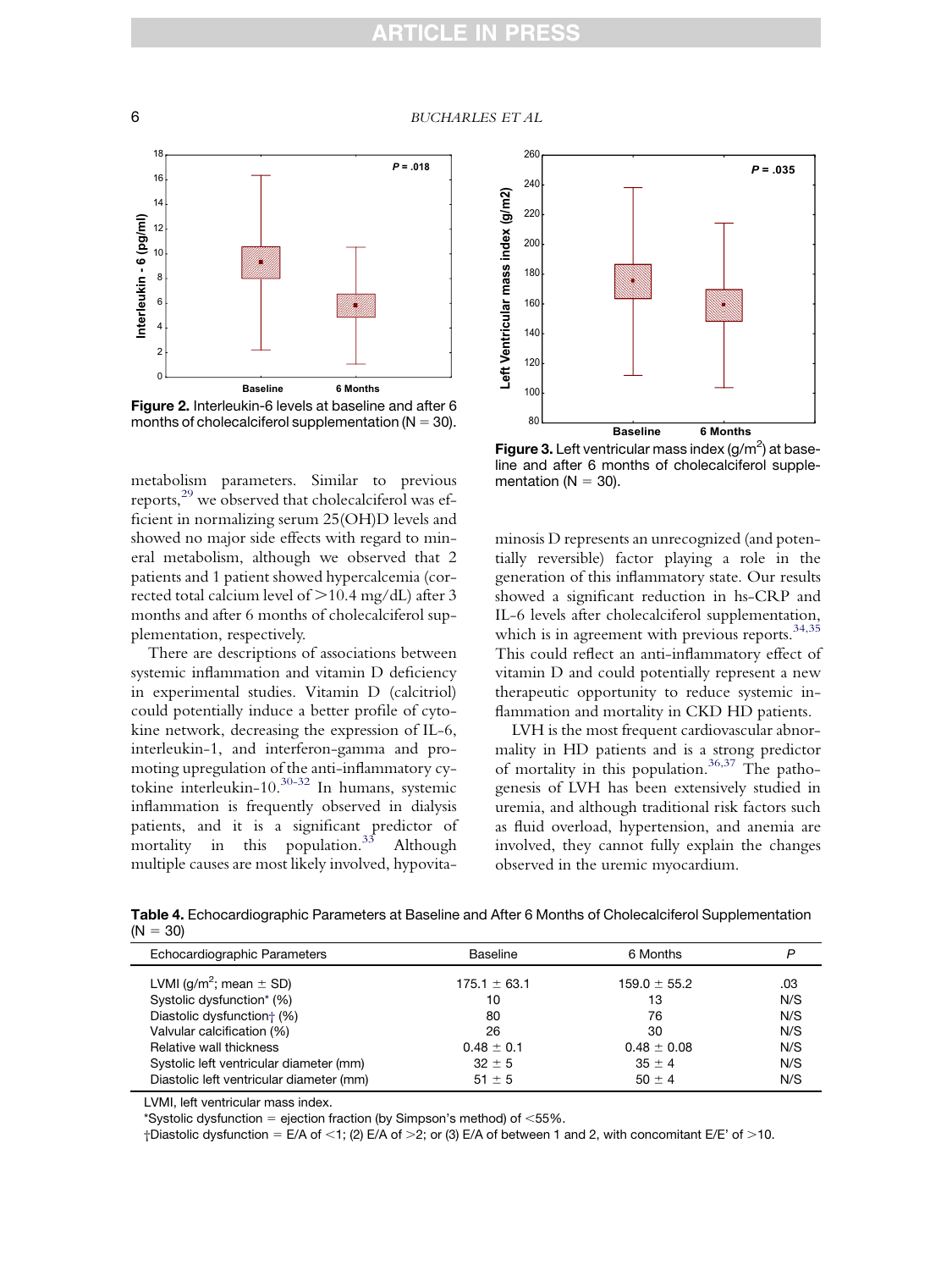Figure 2. Interleukin-6 levels at baseline and after 6 months of cholecalciferol supplementation (N = 30).

Figure 3. Left ventricular mass index (g/m$^2$) at baseline and after 6 months of cholecalciferol supplementation (N = 30).

metabolism parameters. Similar to previous reports,[29] we observed that cholecalciferol was efficient in normalizing serum 25(OH)D levels and showed no major side effects with regard to mineral metabolism, although we observed that 2 patients and 1 patient showed hypercalcemia (corrected total calcium level of >10.4 mg/dL) after 3 months and after 6 months of cholecalciferol supplementation, respectively.

There are descriptions of associations between systemic inflammation and vitamin D deficiency in experimental studies. Vitamin D (calcitriol) could potentially induce a better profile of cytokine network, decreasing the expression of IL-6, interleukin-1, and interferon-gamma and promoting upregulation of the anti-inflammatory cytokine interleukin-10.[30-32] In humans, systemic inflammation is frequently observed in dialysis patients, and it is a significant predictor of mortality in this population.[33] Although multiple causes are most likely involved, hypovitaminosis D represents an unrecognized (and potentially reversible) factor playing a role in the generation of this inflammatory state. Our results showed a significant reduction in hs-CRP and IL-6 levels after cholecalciferol supplementation, which is in agreement with previous reports.[34,35] This could reflect an anti-inflammatory effect of vitamin D and could potentially represent a new therapeutic opportunity to reduce systemic inflammation and mortality in CKD HD patients.

LVH is the most frequent cardiovascular abnormality in HD patients and is a strong predictor of mortality in this population.[36,37] The pathogenesis of LVH has been extensively studied in uremia, and although traditional risk factors such as fluid overload, hypertension, and anemia are involved, they cannot fully explain the changes observed in the uremic myocardium.

**Table 4.** Echocardiographic Parameters at Baseline and After 6 Months of Cholecalciferol Supplementation (N = 30)

| Echocardiographic Parameters | Baseline | 6 Months | P |
|---|---|---|---|
| LVMI (g/m$^2$; mean ± SD) | 175.1 ± 63.1 | 159.0 ± 55.2 | .03 |
| Systolic dysfunction* (%) | 10 | 13 | N/S |
| Diastolic dysfunction† (%) | 80 | 76 | N/S |
| Valvular calcification (%) | 26 | 30 | N/S |
| Relative wall thickness | 0.48 ± 0.1 | 0.48 ± 0.08 | N/S |
| Systolic left ventricular diameter (mm) | 32 ± 5 | 35 ± 4 | N/S |
| Diastolic left ventricular diameter (mm) | 51 ± 5 | 50 ± 4 | N/S |

LVMI, left ventricular mass index.

*Systolic dysfunction = ejection fraction (by Simpson's method) of <55%.

†Diastolic dysfunction = E/A of <1; (2) E/A of >2; or (3) E/A of between 1 and 2, with concomitant E/E' of >10.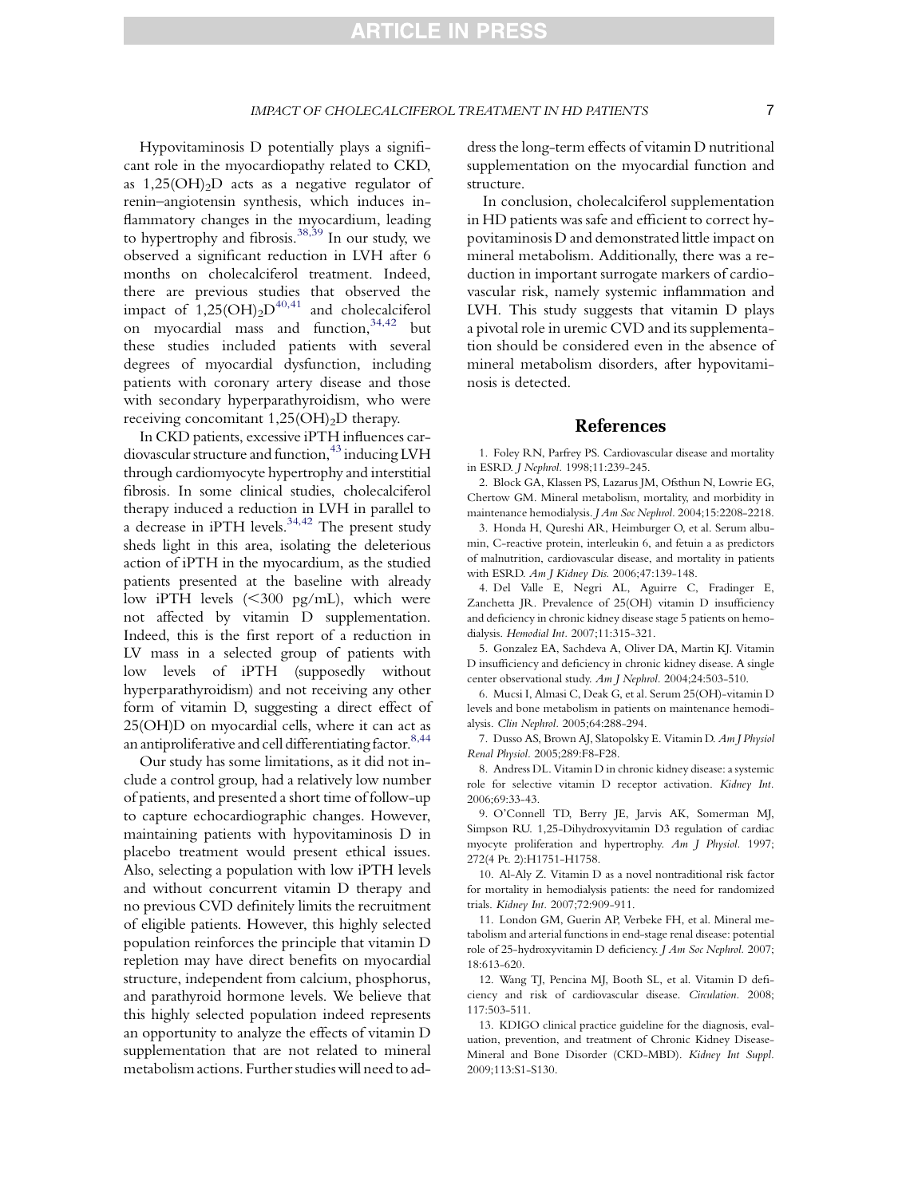Hypovitaminosis D potentially plays a significant role in the myocardiopathy related to CKD, as $1,25(OH)_2D$ acts as a negative regulator of renin–angiotensin synthesis, which induces inflammatory changes in the myocardium, leading to hypertrophy and fibrosis.[38,39] In our study, we observed a significant reduction in LVH after 6 months on cholecalciferol treatment. Indeed, there are previous studies that observed the impact of $1,25(OH)_2D$[40,41] and cholecalciferol on myocardial mass and function,[34,42] but these studies included patients with several degrees of myocardial dysfunction, including patients with coronary artery disease and those with secondary hyperparathyroidism, who were receiving concomitant $1,25(OH)_2D$ therapy.

In CKD patients, excessive iPTH influences cardiovascular structure and function,[43] inducing LVH through cardiomyocyte hypertrophy and interstitial fibrosis. In some clinical studies, cholecalciferol therapy induced a reduction in LVH in parallel to a decrease in iPTH levels.[34,42] The present study sheds light in this area, isolating the deleterious action of iPTH in the myocardium, as the studied patients presented at the baseline with already low iPTH levels (<300 pg/mL), which were not affected by vitamin D supplementation. Indeed, this is the first report of a reduction in LV mass in a selected group of patients with low levels of iPTH (supposedly without hyperparathyroidism) and not receiving any other form of vitamin D, suggesting a direct effect of 25(OH)D on myocardial cells, where it can act as an antiproliferative and cell differentiating factor.[8,44]

Our study has some limitations, as it did not include a control group, had a relatively low number of patients, and presented a short time of follow-up to capture echocardiographic changes. However, maintaining patients with hypovitaminosis D in placebo treatment would present ethical issues. Also, selecting a population with low iPTH levels and without concurrent vitamin D therapy and no previous CVD definitely limits the recruitment of eligible patients. However, this highly selected population reinforces the principle that vitamin D repletion may have direct benefits on myocardial structure, independent from calcium, phosphorus, and parathyroid hormone levels. We believe that this highly selected population indeed represents an opportunity to analyze the effects of vitamin D supplementation that are not related to mineral metabolism actions. Further studies will need to address the long-term effects of vitamin D nutritional supplementation on the myocardial function and structure.

In conclusion, cholecalciferol supplementation in HD patients was safe and efficient to correct hypovitaminosis D and demonstrated little impact on mineral metabolism. Additionally, there was a reduction in important surrogate markers of cardiovascular risk, namely systemic inflammation and LVH. This study suggests that vitamin D plays a pivotal role in uremic CVD and its supplementation should be considered even in the absence of mineral metabolism disorders, after hypovitaminosis is detected.

## References

1. Foley RN, Parfrey PS. Cardiovascular disease and mortality in ESRD. *J Nephrol*. 1998;11:239-245.
2. Block GA, Klassen PS, Lazarus JM, Ofsthun N, Lowrie EG, Chertow GM. Mineral metabolism, mortality, and morbidity in maintenance hemodialysis. *J Am Soc Nephrol*. 2004;15:2208-2218.
3. Honda H, Qureshi AR, Heimburger O, et al. Serum albumin, C-reactive protein, interleukin 6, and fetuin a as predictors of malnutrition, cardiovascular disease, and mortality in patients with ESRD. *Am J Kidney Dis*. 2006;47:139-148.
4. Del Valle E, Negri AL, Aguirre C, Fradinger E, Zanchetta JR. Prevalence of 25(OH) vitamin D insufficiency and deficiency in chronic kidney disease stage 5 patients on hemodialysis. *Hemodial Int*. 2007;11:315-321.
5. Gonzalez EA, Sachdeva A, Oliver DA, Martin KJ. Vitamin D insufficiency and deficiency in chronic kidney disease. A single center observational study. *Am J Nephrol*. 2004;24:503-510.
6. Mucsi I, Almasi C, Deak G, et al. Serum 25(OH)-vitamin D levels and bone metabolism in patients on maintenance hemodialysis. *Clin Nephrol*. 2005;64:288-294.
7. Dusso AS, Brown AJ, Slatopolsky E. Vitamin D. *Am J Physiol Renal Physiol*. 2005;289:F8-F28.
8. Andress DL. Vitamin D in chronic kidney disease: a systemic role for selective vitamin D receptor activation. *Kidney Int*. 2006;69:33-43.
9. O'Connell TD, Berry JE, Jarvis AK, Somerman MJ, Simpson RU. 1,25-Dihydroxyvitamin D3 regulation of cardiac myocyte proliferation and hypertrophy. *Am J Physiol*. 1997;272(4 Pt. 2):H1751-H1758.
10. Al-Aly Z. Vitamin D as a novel nontraditional risk factor for mortality in hemodialysis patients: the need for randomized trials. *Kidney Int*. 2007;72:909-911.
11. London GM, Guerin AP, Verbeke FH, et al. Mineral metabolism and arterial functions in end-stage renal disease: potential role of 25-hydroxyvitamin D deficiency. *J Am Soc Nephrol*. 2007;18:613-620.
12. Wang TJ, Pencina MJ, Booth SL, et al. Vitamin D deficiency and risk of cardiovascular disease. *Circulation*. 2008;117:503-511.
13. KDIGO clinical practice guideline for the diagnosis, evaluation, prevention, and treatment of Chronic Kidney Disease-Mineral and Bone Disorder (CKD-MBD). *Kidney Int Suppl*. 2009;113:S1-S130.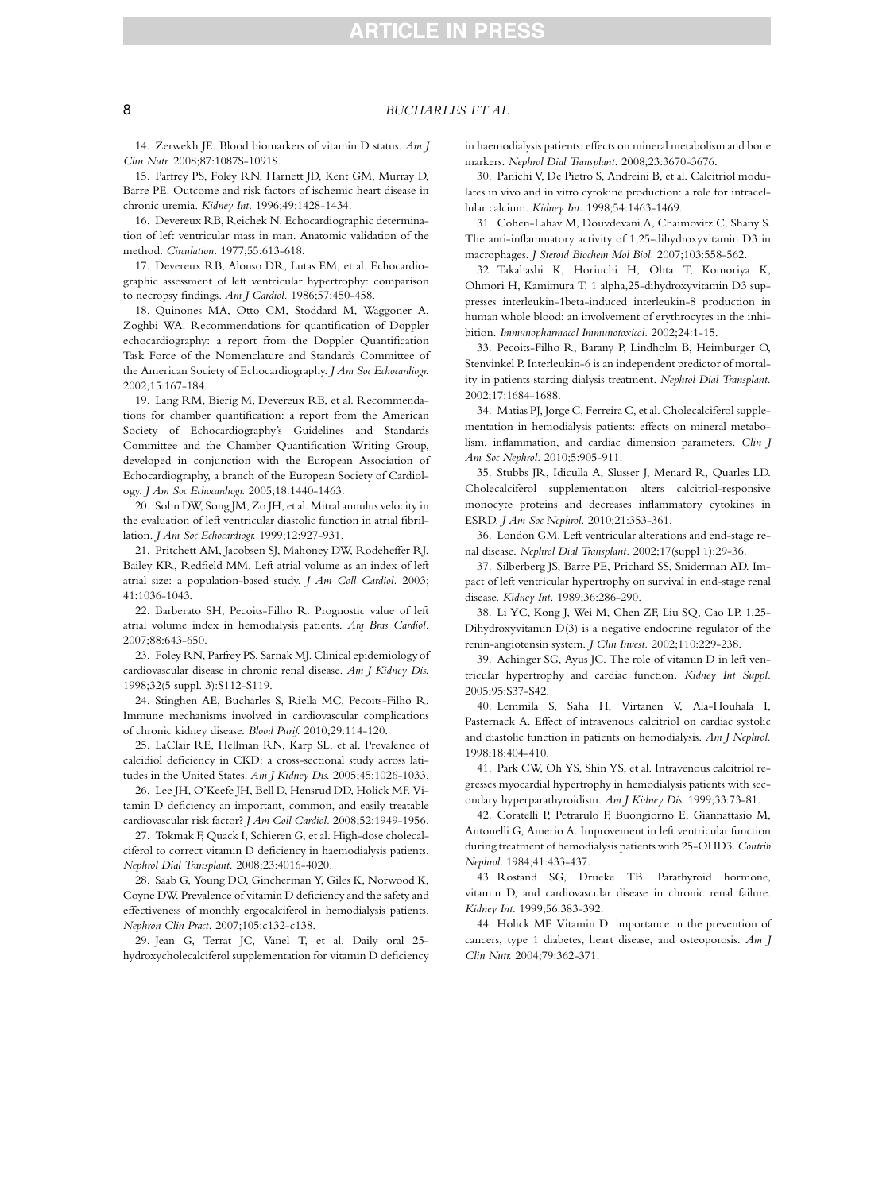14. Zerwekh JE. Blood biomarkers of vitamin D status. *Am J Clin Nutr.* 2008;87:1087S-1091S.

15. Parfrey PS, Foley RN, Harnett JD, Kent GM, Murray D, Barre PE. Outcome and risk factors of ischemic heart disease in chronic uremia. *Kidney Int.* 1996;49:1428-1434.

16. Devereux RB, Reichek N. Echocardiographic determination of left ventricular mass in man. Anatomic validation of the method. *Circulation.* 1977;55:613-618.

17. Devereux RB, Alonso DR, Lutas EM, et al. Echocardiographic assessment of left ventricular hypertrophy: comparison to necropsy findings. *Am J Cardiol.* 1986;57:450-458.

18. Quinones MA, Otto CM, Stoddard M, Waggoner A, Zoghbi WA. Recommendations for quantification of Doppler echocardiography: a report from the Doppler Quantification Task Force of the Nomenclature and Standards Committee of the American Society of Echocardiography. *J Am Soc Echocardiogr.* 2002;15:167-184.

19. Lang RM, Bierig M, Devereux RB, et al. Recommendations for chamber quantification: a report from the American Society of Echocardiography's Guidelines and Standards Committee and the Chamber Quantification Writing Group, developed in conjunction with the European Association of Echocardiography, a branch of the European Society of Cardiology. *J Am Soc Echocardiogr.* 2005;18:1440-1463.

20. Sohn DW, Song JM, Zo JH, et al. Mitral annulus velocity in the evaluation of left ventricular diastolic function in atrial fibrillation. *J Am Soc Echocardiogr.* 1999;12:927-931.

21. Pritchett AM, Jacobsen SJ, Mahoney DW, Rodeheffer RJ, Bailey KR, Redfield MM. Left atrial volume as an index of left atrial size: a population-based study. *J Am Coll Cardiol.* 2003; 41:1036-1043.

22. Barberato SH, Pecoits-Filho R. Prognostic value of left atrial volume index in hemodialysis patients. *Arq Bras Cardiol.* 2007;88:643-650.

23. Foley RN, Parfrey PS, Sarnak MJ. Clinical epidemiology of cardiovascular disease in chronic renal disease. *Am J Kidney Dis.* 1998;32(5 suppl. 3):S112-S119.

24. Stinghen AE, Bucharles S, Riella MC, Pecoits-Filho R. Immune mechanisms involved in cardiovascular complications of chronic kidney disease. *Blood Purif.* 2010;29:114-120.

25. LaClair RE, Hellman RN, Karp SL, et al. Prevalence of calcidiol deficiency in CKD: a cross-sectional study across latitudes in the United States. *Am J Kidney Dis.* 2005;45:1026-1033.

26. Lee JH, O'Keefe JH, Bell D, Hensrud DD, Holick MF. Vitamin D deficiency an important, common, and easily treatable cardiovascular risk factor? *J Am Coll Cardiol.* 2008;52:1949-1956.

27. Tokmak F, Quack I, Schieren G, et al. High-dose cholecalciferol to correct vitamin D deficiency in haemodialysis patients. *Nephrol Dial Transplant.* 2008;23:4016-4020.

28. Saab G, Young DO, Gincherman Y, Giles K, Norwood K, Coyne DW. Prevalence of vitamin D deficiency and the safety and effectiveness of monthly ergocalciferol in hemodialysis patients. *Nephron Clin Pract.* 2007;105:c132-c138.

29. Jean G, Terrat JC, Vanel T, et al. Daily oral 25-hydroxycholecalciferol supplementation for vitamin D deficiency in haemodialysis patients: effects on mineral metabolism and bone markers. *Nephrol Dial Transplant.* 2008;23:3670-3676.

30. Panichi V, De Pietro S, Andreini B, et al. Calcitriol modulates in vivo and in vitro cytokine production: a role for intracellular calcium. *Kidney Int.* 1998;54:1463-1469.

31. Cohen-Lahav M, Douvdevani A, Chaimovitz C, Shany S. The anti-inflammatory activity of 1,25-dihydroxyvitamin D3 in macrophages. *J Steroid Biochem Mol Biol.* 2007;103:558-562.

32. Takahashi K, Horiuchi H, Ohta T, Komoriya K, Ohmori H, Kamimura T. 1 alpha,25-dihydroxyvitamin D3 suppresses interleukin-1beta-induced interleukin-8 production in human whole blood: an involvement of erythrocytes in the inhibition. *Immunopharmacol Immunotoxicol.* 2002;24:1-15.

33. Pecoits-Filho R, Barany P, Lindholm B, Heimburger O, Stenvinkel P. Interleukin-6 is an independent predictor of mortality in patients starting dialysis treatment. *Nephrol Dial Transplant.* 2002;17:1684-1688.

34. Matias PJ, Jorge C, Ferreira C, et al. Cholecalciferol supplementation in hemodialysis patients: effects on mineral metabolism, inflammation, and cardiac dimension parameters. *Clin J Am Soc Nephrol.* 2010;5:905-911.

35. Stubbs JR, Idiculla A, Slusser J, Menard R, Quarles LD. Cholecalciferol supplementation alters calcitriol-responsive monocyte proteins and decreases inflammatory cytokines in ESRD. *J Am Soc Nephrol.* 2010;21:353-361.

36. London GM. Left ventricular alterations and end-stage renal disease. *Nephrol Dial Transplant.* 2002;17(suppl 1):29-36.

37. Silberberg JS, Barre PE, Prichard SS, Sniderman AD. Impact of left ventricular hypertrophy on survival in end-stage renal disease. *Kidney Int.* 1989;36:286-290.

38. Li YC, Kong J, Wei M, Chen ZF, Liu SQ, Cao LP. 1,25-Dihydroxyvitamin D(3) is a negative endocrine regulator of the renin-angiotensin system. *J Clin Invest.* 2002;110:229-238.

39. Achinger SG, Ayus JC. The role of vitamin D in left ventricular hypertrophy and cardiac function. *Kidney Int Suppl.* 2005;95:S37-S42.

40. Lemmila S, Saha H, Virtanen V, Ala-Houhala I, Pasternack A. Effect of intravenous calcitriol on cardiac systolic and diastolic function in patients on hemodialysis. *Am J Nephrol.* 1998;18:404-410.

41. Park CW, Oh YS, Shin YS, et al. Intravenous calcitriol regresses myocardial hypertrophy in hemodialysis patients with secondary hyperparathyroidism. *Am J Kidney Dis.* 1999;33:73-81.

42. Coratelli P, Petrarulo F, Buongiorno E, Giannattasio M, Antonelli G, Amerio A. Improvement in left ventricular function during treatment of hemodialysis patients with 25-OHD3. *Contrib Nephrol.* 1984;41:433-437.

43. Rostand SG, Drueke TB. Parathyroid hormone, vitamin D, and cardiovascular disease in chronic renal failure. *Kidney Int.* 1999;56:383-392.

44. Holick MF. Vitamin D: importance in the prevention of cancers, type 1 diabetes, heart disease, and osteoporosis. *Am J Clin Nutr.* 2004;79:362-371.